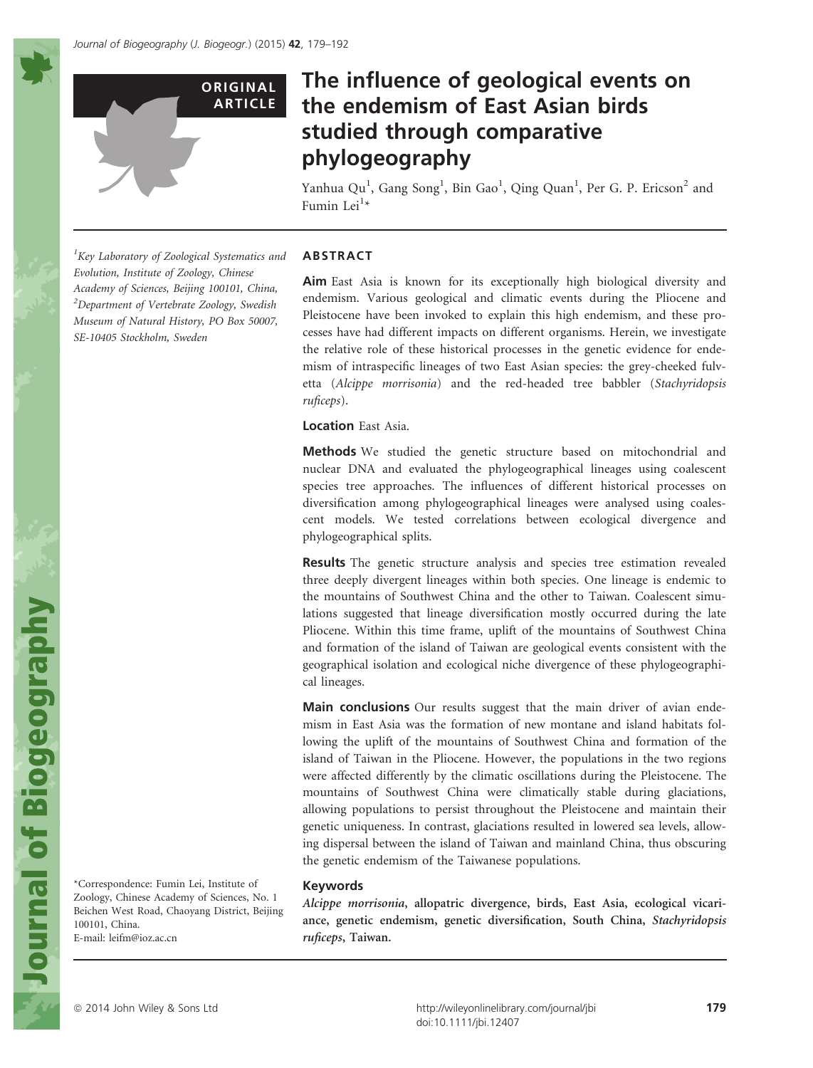ORIGINAL ARTICLE

# The influence of geological events on the endemism of East Asian birds studied through comparative phylogeography

Yanhua Qu[1], Gang Song[1], Bin Gao[1], Qing Quan[1], Per G. P. Ericson[2] and Fumin Lei[1]*

[1]Key Laboratory of Zoological Systematics and Evolution, Institute of Zoology, Chinese Academy of Sciences, Beijing 100101, China, [2]Department of Vertebrate Zoology, Swedish Museum of Natural History, PO Box 50007, SE-10405 Stockholm, Sweden

*Correspondence: Fumin Lei, Institute of Zoology, Chinese Academy of Sciences, No. 1 Beichen West Road, Chaoyang District, Beijing 100101, China.
E-mail: leifm@ioz.ac.cn

## ABSTRACT

**Aim** East Asia is known for its exceptionally high biological diversity and endemism. Various geological and climatic events during the Pliocene and Pleistocene have been invoked to explain this high endemism, and these processes have had different impacts on different organisms. Herein, we investigate the relative role of these historical processes in the genetic evidence for endemism of intraspecific lineages of two East Asian species: the grey-cheeked fulvetta (*Alcippe morrisonia*) and the red-headed tree babbler (*Stachyridopsis ruficeps*).

**Location** East Asia.

**Methods** We studied the genetic structure based on mitochondrial and nuclear DNA and evaluated the phylogeographical lineages using coalescent species tree approaches. The influences of different historical processes on diversification among phylogeographical lineages were analysed using coalescent models. We tested correlations between ecological divergence and phylogeographical splits.

**Results** The genetic structure analysis and species tree estimation revealed three deeply divergent lineages within both species. One lineage is endemic to the mountains of Southwest China and the other to Taiwan. Coalescent simulations suggested that lineage diversification mostly occurred during the late Pliocene. Within this time frame, uplift of the mountains of Southwest China and formation of the island of Taiwan are geological events consistent with the geographical isolation and ecological niche divergence of these phylogeographical lineages.

**Main conclusions** Our results suggest that the main driver of avian endemism in East Asia was the formation of new montane and island habitats following the uplift of the mountains of Southwest China and formation of the island of Taiwan in the Pliocene. However, the populations in the two regions were affected differently by the climatic oscillations during the Pleistocene. The mountains of Southwest China were climatically stable during glaciations, allowing populations to persist throughout the Pleistocene and maintain their genetic uniqueness. In contrast, glaciations resulted in lowered sea levels, allowing dispersal between the island of Taiwan and mainland China, thus obscuring the genetic endemism of the Taiwanese populations.

### Keywords

***Alcippe morrisonia*, allopatric divergence, birds, East Asia, ecological vicariance, genetic endemism, genetic diversification, South China, *Stachyridopsis ruficeps*, Taiwan.**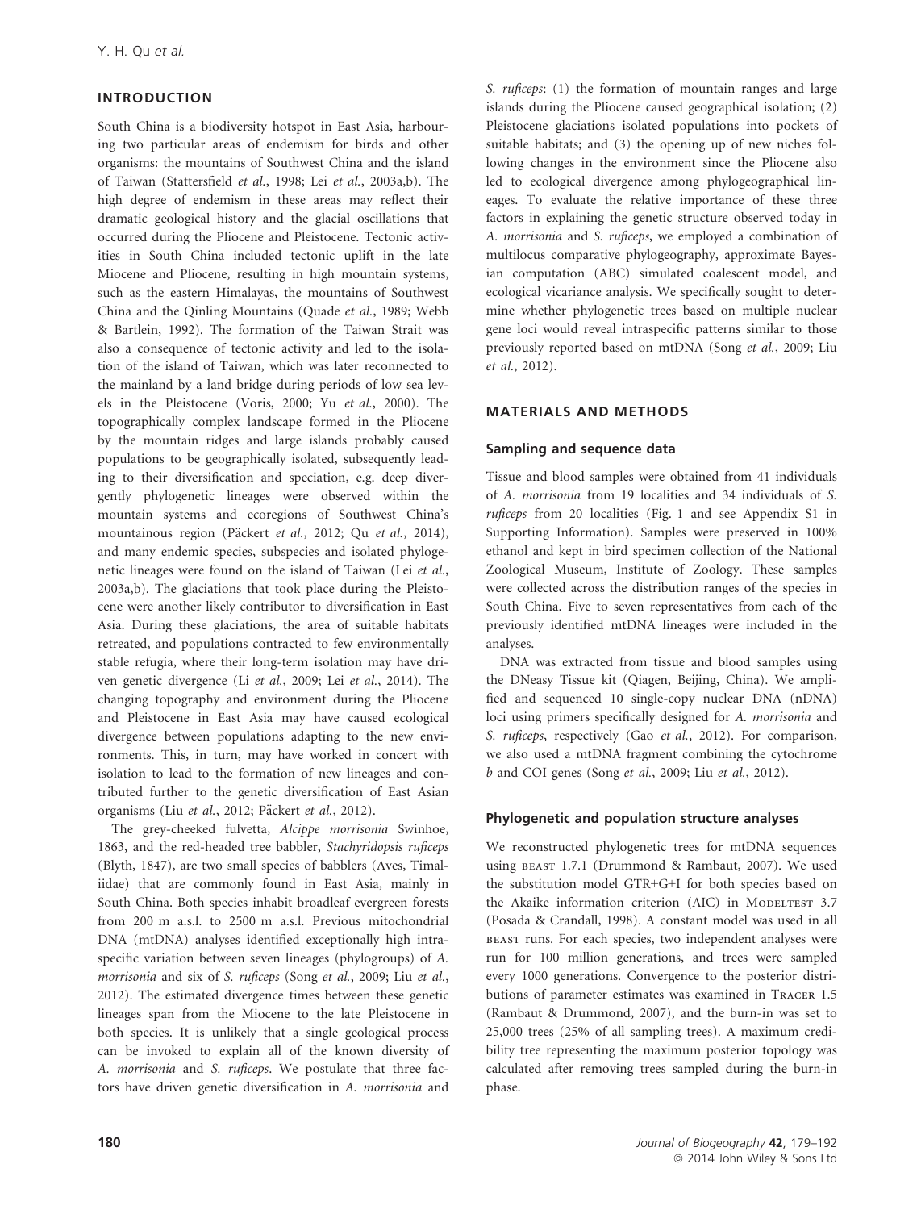## INTRODUCTION

South China is a biodiversity hotspot in East Asia, harbouring two particular areas of endemism for birds and other organisms: the mountains of Southwest China and the island of Taiwan (Stattersfield *et al.*, 1998; Lei *et al.*, 2003a,b). The high degree of endemism in these areas may reflect their dramatic geological history and the glacial oscillations that occurred during the Pliocene and Pleistocene. Tectonic activities in South China included tectonic uplift in the late Miocene and Pliocene, resulting in high mountain systems, such as the eastern Himalayas, the mountains of Southwest China and the Qinling Mountains (Quade *et al.*, 1989; Webb & Bartlein, 1992). The formation of the Taiwan Strait was also a consequence of tectonic activity and led to the isolation of the island of Taiwan, which was later reconnected to the mainland by a land bridge during periods of low sea levels in the Pleistocene (Voris, 2000; Yu *et al.*, 2000). The topographically complex landscape formed in the Pliocene by the mountain ridges and large islands probably caused populations to be geographically isolated, subsequently leading to their diversification and speciation, e.g. deep divergently phylogenetic lineages were observed within the mountain systems and ecoregions of Southwest China's mountainous region (Päckert *et al.*, 2012; Qu *et al.*, 2014), and many endemic species, subspecies and isolated phylogenetic lineages were found on the island of Taiwan (Lei *et al.*, 2003a,b). The glaciations that took place during the Pleistocene were another likely contributor to diversification in East Asia. During these glaciations, the area of suitable habitats retreated, and populations contracted to few environmentally stable refugia, where their long-term isolation may have driven genetic divergence (Li *et al.*, 2009; Lei *et al.*, 2014). The changing topography and environment during the Pliocene and Pleistocene in East Asia may have caused ecological divergence between populations adapting to the new environments. This, in turn, may have worked in concert with isolation to lead to the formation of new lineages and contributed further to the genetic diversification of East Asian organisms (Liu *et al.*, 2012; Päckert *et al.*, 2012).

The grey-cheeked fulvetta, *Alcippe morrisonia* Swinhoe, 1863, and the red-headed tree babbler, *Stachyridopsis ruficeps* (Blyth, 1847), are two small species of babblers (Aves, Timaliidae) that are commonly found in East Asia, mainly in South China. Both species inhabit broadleaf evergreen forests from 200 m a.s.l. to 2500 m a.s.l. Previous mitochondrial DNA (mtDNA) analyses identified exceptionally high intraspecific variation between seven lineages (phylogroups) of *A. morrisonia* and six of *S. ruficeps* (Song *et al.*, 2009; Liu *et al.*, 2012). The estimated divergence times between these genetic lineages span from the Miocene to the late Pleistocene in both species. It is unlikely that a single geological process can be invoked to explain all of the known diversity of *A. morrisonia* and *S. ruficeps*. We postulate that three factors have driven genetic diversification in *A. morrisonia* and *S. ruficeps*: (1) the formation of mountain ranges and large islands during the Pliocene caused geographical isolation; (2) Pleistocene glaciations isolated populations into pockets of suitable habitats; and (3) the opening up of new niches following changes in the environment since the Pliocene also led to ecological divergence among phylogeographical lineages. To evaluate the relative importance of these three factors in explaining the genetic structure observed today in *A. morrisonia* and *S. ruficeps*, we employed a combination of multilocus comparative phylogeography, approximate Bayesian computation (ABC) simulated coalescent model, and ecological vicariance analysis. We specifically sought to determine whether phylogenetic trees based on multiple nuclear gene loci would reveal intraspecific patterns similar to those previously reported based on mtDNA (Song *et al.*, 2009; Liu *et al.*, 2012).

## MATERIALS AND METHODS

### Sampling and sequence data

Tissue and blood samples were obtained from 41 individuals of *A. morrisonia* from 19 localities and 34 individuals of *S. ruficeps* from 20 localities (Fig. 1 and see Appendix S1 in Supporting Information). Samples were preserved in 100% ethanol and kept in bird specimen collection of the National Zoological Museum, Institute of Zoology. These samples were collected across the distribution ranges of the species in South China. Five to seven representatives from each of the previously identified mtDNA lineages were included in the analyses.

DNA was extracted from tissue and blood samples using the DNeasy Tissue kit (Qiagen, Beijing, China). We amplified and sequenced 10 single-copy nuclear DNA (nDNA) loci using primers specifically designed for *A. morrisonia* and *S. ruficeps*, respectively (Gao *et al.*, 2012). For comparison, we also used a mtDNA fragment combining the cytochrome *b* and COI genes (Song *et al.*, 2009; Liu *et al.*, 2012).

### Phylogenetic and population structure analyses

We reconstructed phylogenetic trees for mtDNA sequences using BEAST 1.7.1 (Drummond & Rambaut, 2007). We used the substitution model GTR+G+I for both species based on the Akaike information criterion (AIC) in MODELTEST 3.7 (Posada & Crandall, 1998). A constant model was used in all BEAST runs. For each species, two independent analyses were run for 100 million generations, and trees were sampled every 1000 generations. Convergence to the posterior distributions of parameter estimates was examined in TRACER 1.5 (Rambaut & Drummond, 2007), and the burn-in was set to 25,000 trees (25% of all sampling trees). A maximum credibility tree representing the maximum posterior topology was calculated after removing trees sampled during the burn-in phase.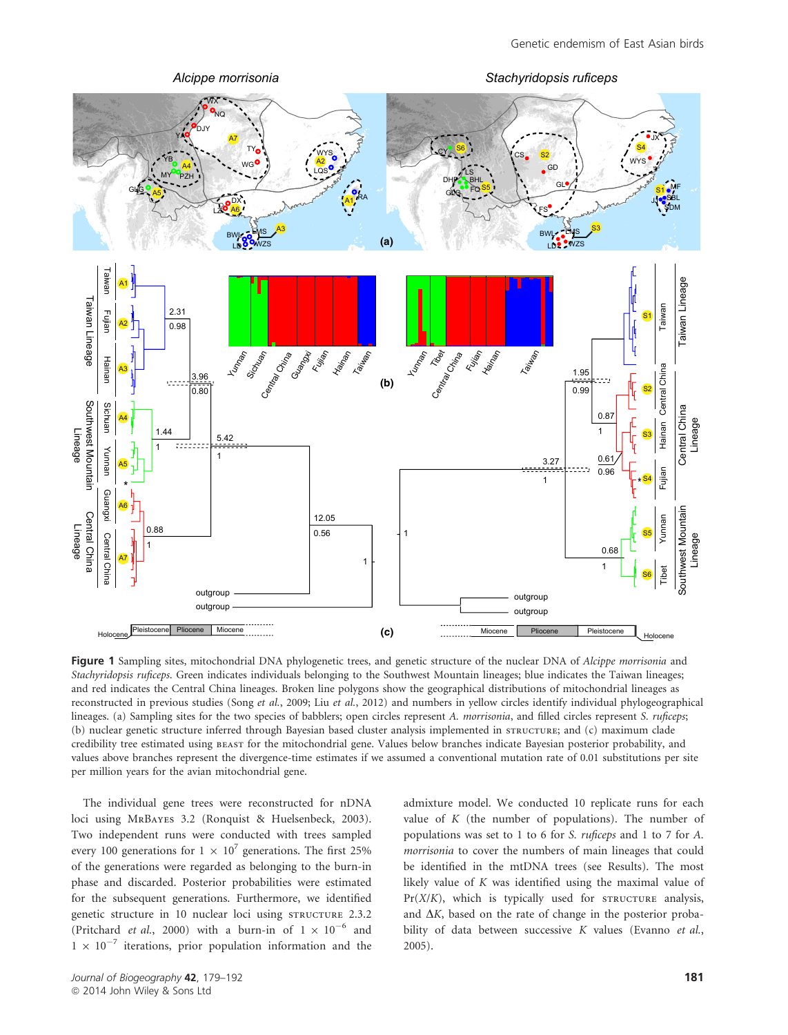**Figure 1** Sampling sites, mitochondrial DNA phylogenetic trees, and genetic structure of the nuclear DNA of *Alcippe morrisonia* and *Stachyridopsis ruficeps*. Green indicates individuals belonging to the Southwest Mountain lineages; blue indicates the Taiwan lineages; and red indicates the Central China lineages. Broken line polygons show the geographical distributions of mitochondrial lineages as reconstructed in previous studies (Song *et al.*, 2009; Liu *et al.*, 2012) and numbers in yellow circles identify individual phylogeographical lineages. (a) Sampling sites for the two species of babblers; open circles represent *A. morrisonia*, and filled circles represent *S. ruficeps*; (b) nuclear genetic structure inferred through Bayesian based cluster analysis implemented in STRUCTURE; and (c) maximum clade credibility tree estimated using BEAST for the mitochondrial gene. Values below branches indicate Bayesian posterior probability, and values above branches represent the divergence-time estimates if we assumed a conventional mutation rate of 0.01 substitutions per site per million years for the avian mitochondrial gene.

The individual gene trees were reconstructed for nDNA loci using MrBayes 3.2 (Ronquist & Huelsenbeck, 2003). Two independent runs were conducted with trees sampled every 100 generations for $1 \times 10^7$ generations. The first 25% of the generations were regarded as belonging to the burn-in phase and discarded. Posterior probabilities were estimated for the subsequent generations. Furthermore, we identified genetic structure in 10 nuclear loci using STRUCTURE 2.3.2 (Pritchard *et al.*, 2000) with a burn-in of $1 \times 10^{-6}$ and $1 \times 10^{-7}$ iterations, prior population information and the admixture model. We conducted 10 replicate runs for each value of $K$ (the number of populations). The number of populations was set to 1 to 6 for *S. ruficeps* and 1 to 7 for *A. morrisonia* to cover the numbers of main lineages that could be identified in the mtDNA trees (see Results). The most likely value of $K$ was identified using the maximal value of $\Pr(X/K)$, which is typically used for STRUCTURE analysis, and $\Delta K$, based on the rate of change in the posterior probability of data between successive $K$ values (Evanno *et al.*, 2005).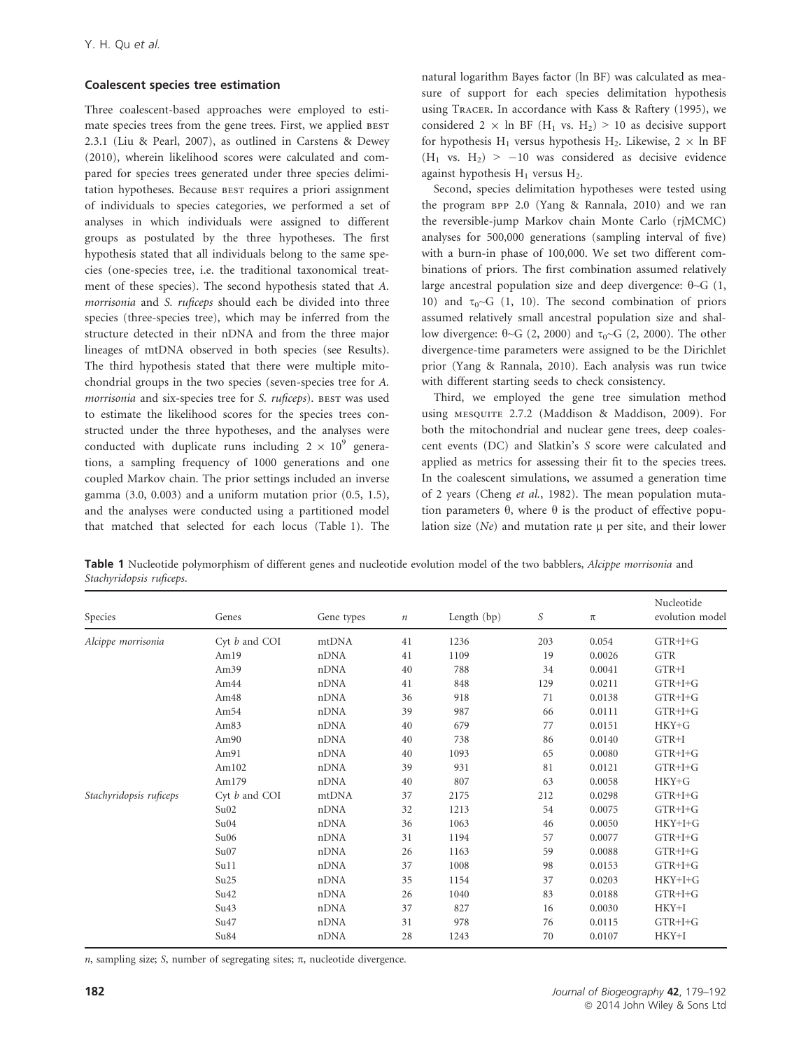### Coalescent species tree estimation

Three coalescent-based approaches were employed to estimate species trees from the gene trees. First, we applied BEST 2.3.1 (Liu & Pearl, 2007), as outlined in Carstens & Dewey (2010), wherein likelihood scores were calculated and compared for species trees generated under three species delimitation hypotheses. Because BEST requires a priori assignment of individuals to species categories, we performed a set of analyses in which individuals were assigned to different groups as postulated by the three hypotheses. The first hypothesis stated that all individuals belong to the same species (one-species tree, i.e. the traditional taxonomical treatment of these species). The second hypothesis stated that *A. morrisonia* and *S. ruficeps* should each be divided into three species (three-species tree), which may be inferred from the structure detected in their nDNA and from the three major lineages of mtDNA observed in both species (see Results). The third hypothesis stated that there were multiple mitochondrial groups in the two species (seven-species tree for *A. morrisonia* and six-species tree for *S. ruficeps*). BEST was used to estimate the likelihood scores for the species trees constructed under the three hypotheses, and the analyses were conducted with duplicate runs including $2 \times 10^9$ generations, a sampling frequency of 1000 generations and one coupled Markov chain. The prior settings included an inverse gamma (3.0, 0.003) and a uniform mutation prior (0.5, 1.5), and the analyses were conducted using a partitioned model that matched that selected for each locus (Table 1). The natural logarithm Bayes factor (ln BF) was calculated as measure of support for each species delimitation hypothesis using TRACER. In accordance with Kass & Raftery (1995), we considered $2 \times \ln \text{BF}$ ($H_1$ vs. $H_2$) > 10 as decisive support for hypothesis $H_1$ versus hypothesis $H_2$. Likewise, $2 \times \ln \text{BF}$ ($H_1$ vs. $H_2$) > −10 was considered as decisive evidence against hypothesis $H_1$ versus $H_2$.

Second, species delimitation hypotheses were tested using the program BPP 2.0 (Yang & Rannala, 2010) and we ran the reversible-jump Markov chain Monte Carlo (rjMCMC) analyses for 500,000 generations (sampling interval of five) with a burn-in phase of 100,000. We set two different combinations of priors. The first combination assumed relatively large ancestral population size and deep divergence: $\theta \sim G$ (1, 10) and $\tau_0 \sim G$ (1, 10). The second combination of priors assumed relatively small ancestral population size and shallow divergence: $\theta \sim G$ (2, 2000) and $\tau_0 \sim G$ (2, 2000). The other divergence-time parameters were assigned to be the Dirichlet prior (Yang & Rannala, 2010). Each analysis was run twice with different starting seeds to check consistency.

Third, we employed the gene tree simulation method using MESQUITE 2.7.2 (Maddison & Maddison, 2009). For both the mitochondrial and nuclear gene trees, deep coalescent events (DC) and Slatkin's *S* score were calculated and applied as metrics for assessing their fit to the species trees. In the coalescent simulations, we assumed a generation time of 2 years (Cheng *et al.*, 1982). The mean population mutation parameters θ, where θ is the product of effective population size (*Ne*) and mutation rate μ per site, and their lower

**Table 1** Nucleotide polymorphism of different genes and nucleotide evolution model of the two babblers, *Alcippe morrisonia* and *Stachyridopsis ruficeps*.

| Species | Genes | Gene types | *n* | Length (bp) | *S* | π | Nucleotide evolution model |
|---|---|---|---|---|---|---|---|
| *Alcippe morrisonia* | Cyt *b* and COI | mtDNA | 41 | 1236 | 203 | 0.054 | GTR+I+G |
| | Am19 | nDNA | 41 | 1109 | 19 | 0.0026 | GTR |
| | Am39 | nDNA | 40 | 788 | 34 | 0.0041 | GTR+I |
| | Am44 | nDNA | 41 | 848 | 129 | 0.0211 | GTR+I+G |
| | Am48 | nDNA | 36 | 918 | 71 | 0.0138 | GTR+I+G |
| | Am54 | nDNA | 39 | 987 | 66 | 0.0111 | GTR+I+G |
| | Am83 | nDNA | 40 | 679 | 77 | 0.0151 | HKY+G |
| | Am90 | nDNA | 40 | 738 | 86 | 0.0140 | GTR+I |
| | Am91 | nDNA | 40 | 1093 | 65 | 0.0080 | GTR+I+G |
| | Am102 | nDNA | 39 | 931 | 81 | 0.0121 | GTR+I+G |
| | Am179 | nDNA | 40 | 807 | 63 | 0.0058 | HKY+G |
| *Stachyridopsis ruficeps* | Cyt *b* and COI | mtDNA | 37 | 2175 | 212 | 0.0298 | GTR+I+G |
| | Su02 | nDNA | 32 | 1213 | 54 | 0.0075 | GTR+I+G |
| | Su04 | nDNA | 36 | 1063 | 46 | 0.0050 | HKY+I+G |
| | Su06 | nDNA | 31 | 1194 | 57 | 0.0077 | GTR+I+G |
| | Su07 | nDNA | 26 | 1163 | 59 | 0.0088 | GTR+I+G |
| | Su11 | nDNA | 37 | 1008 | 98 | 0.0153 | GTR+I+G |
| | Su25 | nDNA | 35 | 1154 | 37 | 0.0203 | HKY+I+G |
| | Su42 | nDNA | 26 | 1040 | 83 | 0.0188 | GTR+I+G |
| | Su43 | nDNA | 37 | 827 | 16 | 0.0030 | HKY+I |
| | Su47 | nDNA | 31 | 978 | 76 | 0.0115 | GTR+I+G |
| | Su84 | nDNA | 28 | 1243 | 70 | 0.0107 | HKY+I |

*n*, sampling size; *S*, number of segregating sites; π, nucleotide divergence.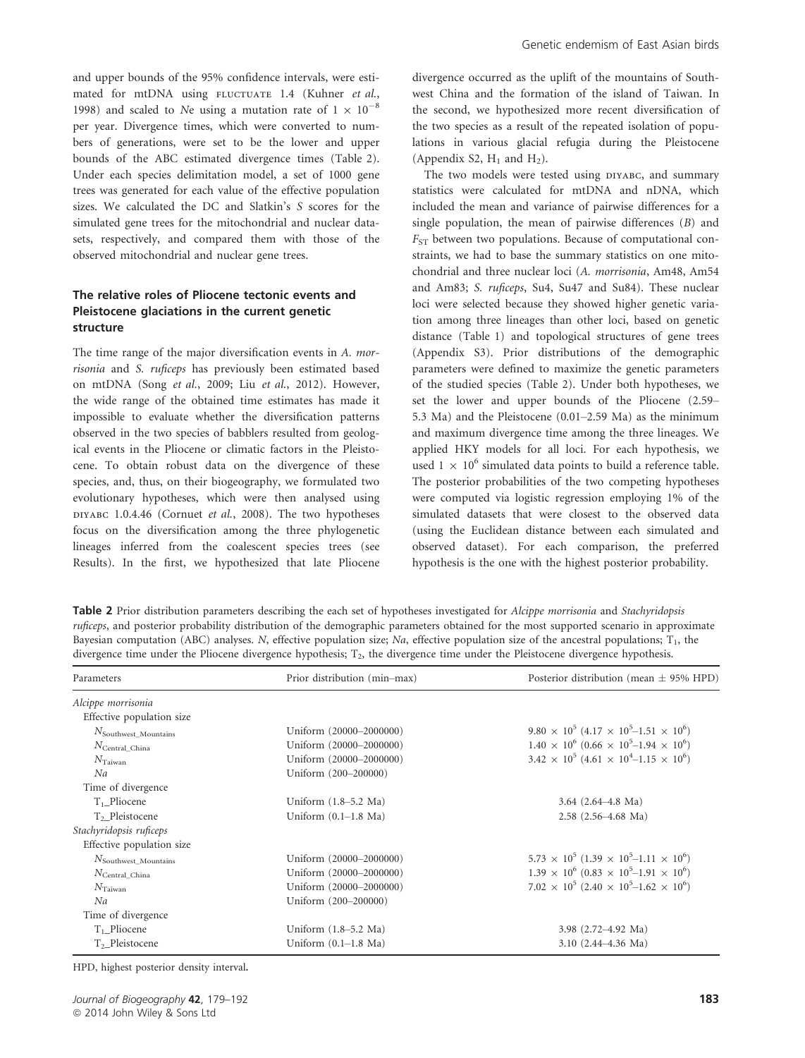and upper bounds of the 95% confidence intervals, were estimated for mtDNA using FLUCTUATE 1.4 (Kuhner *et al.*, 1998) and scaled to *Ne* using a mutation rate of $1 \times 10^{-8}$ per year. Divergence times, which were converted to numbers of generations, were set to be the lower and upper bounds of the ABC estimated divergence times (Table 2). Under each species delimitation model, a set of 1000 gene trees was generated for each value of the effective population sizes. We calculated the DC and Slatkin's *S* scores for the simulated gene trees for the mitochondrial and nuclear datasets, respectively, and compared them with those of the observed mitochondrial and nuclear gene trees.

### The relative roles of Pliocene tectonic events and Pleistocene glaciations in the current genetic structure

The time range of the major diversification events in *A. morrisonia* and *S. ruficeps* has previously been estimated based on mtDNA (Song *et al.*, 2009; Liu *et al.*, 2012). However, the wide range of the obtained time estimates has made it impossible to evaluate whether the diversification patterns observed in the two species of babblers resulted from geological events in the Pliocene or climatic factors in the Pleistocene. To obtain robust data on the divergence of these species, and, thus, on their biogeography, we formulated two evolutionary hypotheses, which were then analysed using DIYABC 1.0.4.46 (Cornuet *et al.*, 2008). The two hypotheses focus on the diversification among the three phylogenetic lineages inferred from the coalescent species trees (see Results). In the first, we hypothesized that late Pliocene divergence occurred as the uplift of the mountains of Southwest China and the formation of the island of Taiwan. In the second, we hypothesized more recent diversification of the two species as a result of the repeated isolation of populations in various glacial refugia during the Pleistocene (Appendix S2, $H_1$ and $H_2$).

The two models were tested using DIYABC, and summary statistics were calculated for mtDNA and nDNA, which included the mean and variance of pairwise differences for a single population, the mean of pairwise differences (*B*) and $F_{ST}$ between two populations. Because of computational constraints, we had to base the summary statistics on one mitochondrial and three nuclear loci (*A. morrisonia*, Am48, Am54 and Am83; *S. ruficeps*, Su4, Su47 and Su84). These nuclear loci were selected because they showed higher genetic variation among three lineages than other loci, based on genetic distance (Table 1) and topological structures of gene trees (Appendix S3). Prior distributions of the demographic parameters were defined to maximize the genetic parameters of the studied species (Table 2). Under both hypotheses, we set the lower and upper bounds of the Pliocene (2.59–5.3 Ma) and the Pleistocene (0.01–2.59 Ma) as the minimum and maximum divergence time among the three lineages. We applied HKY models for all loci. For each hypothesis, we used $1 \times 10^6$ simulated data points to build a reference table. The posterior probabilities of the two competing hypotheses were computed via logistic regression employing 1% of the simulated datasets that were closest to the observed data (using the Euclidean distance between each simulated and observed dataset). For each comparison, the preferred hypothesis is the one with the highest posterior probability.

**Table 2** Prior distribution parameters describing the each set of hypotheses investigated for *Alcippe morrisonia* and *Stachyridopsis ruficeps*, and posterior probability distribution of the demographic parameters obtained for the most supported scenario in approximate Bayesian computation (ABC) analyses. *N*, effective population size; *Na*, effective population size of the ancestral populations; $T_1$, the divergence time under the Pliocene divergence hypothesis; $T_2$, the divergence time under the Pleistocene divergence hypothesis.

| Parameters | Prior distribution (min–max) | Posterior distribution (mean ± 95% HPD) |
|---|---|---|
| *Alcippe morrisonia* | | |
| Effective population size | | |
| $N_{Southwest\_Mountains}$ | Uniform (20000–2000000) | $9.80 \times 10^5$ ($4.17 \times 10^5$–$1.51 \times 10^6$) |
| $N_{Central\_China}$ | Uniform (20000–2000000) | $1.40 \times 10^6$ ($0.66 \times 10^5$–$1.94 \times 10^6$) |
| $N_{Taiwan}$ | Uniform (20000–2000000) | $3.42 \times 10^5$ ($4.61 \times 10^4$–$1.15 \times 10^6$) |
| *Na* | Uniform (200–200000) | |
| Time of divergence | | |
| $T_1$_Pliocene | Uniform (1.8–5.2 Ma) | 3.64 (2.64–4.8 Ma) |
| $T_2$_Pleistocene | Uniform (0.1–1.8 Ma) | 2.58 (2.56–4.68 Ma) |
| *Stachyridopsis ruficeps* | | |
| Effective population size | | |
| $N_{Southwest\_Mountains}$ | Uniform (20000–2000000) | $5.73 \times 10^5$ ($1.39 \times 10^5$–$1.11 \times 10^6$) |
| $N_{Central\_China}$ | Uniform (20000–2000000) | $1.39 \times 10^6$ ($0.83 \times 10^5$–$1.91 \times 10^6$) |
| $N_{Taiwan}$ | Uniform (20000–2000000) | $7.02 \times 10^5$ ($2.40 \times 10^5$–$1.62 \times 10^6$) |
| *Na* | Uniform (200–200000) | |
| Time of divergence | | |
| $T_1$_Pliocene | Uniform (1.8–5.2 Ma) | 3.98 (2.72–4.92 Ma) |
| $T_2$_Pleistocene | Uniform (0.1–1.8 Ma) | 3.10 (2.44–4.36 Ma) |

HPD, highest posterior density interval.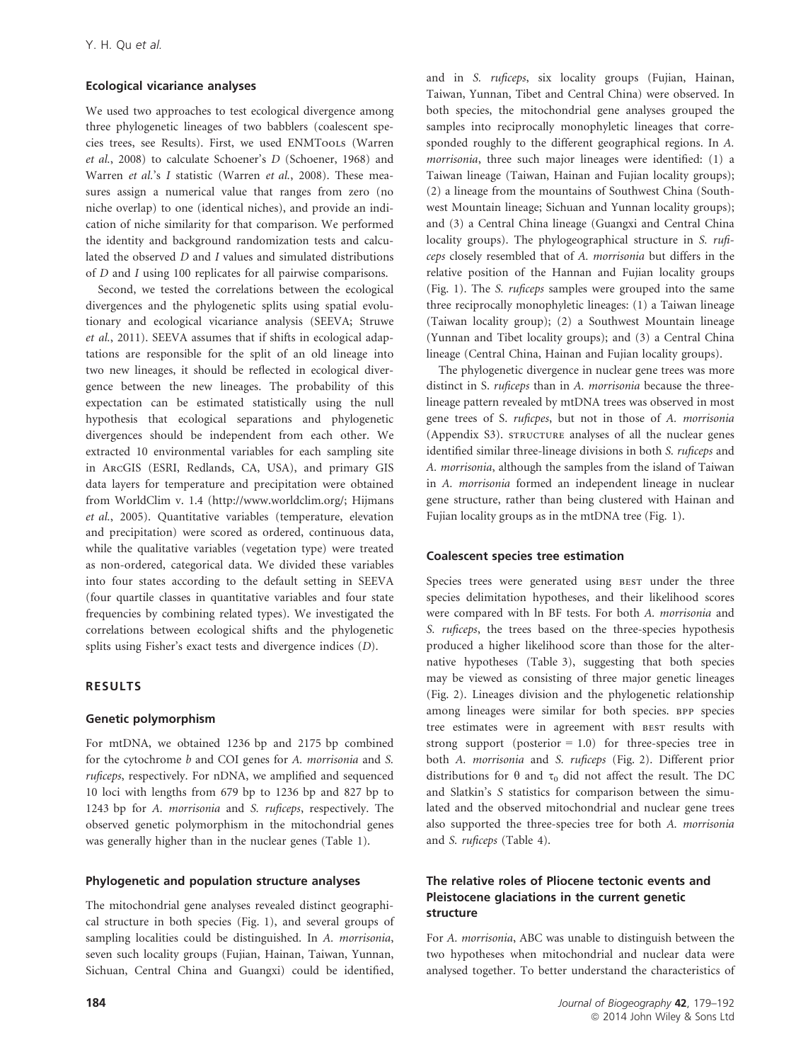### Ecological vicariance analyses

We used two approaches to test ecological divergence among three phylogenetic lineages of two babblers (coalescent species trees, see Results). First, we used ENMTools (Warren *et al.*, 2008) to calculate Schoener's *D* (Schoener, 1968) and Warren *et al.*'s *I* statistic (Warren *et al.*, 2008). These measures assign a numerical value that ranges from zero (no niche overlap) to one (identical niches), and provide an indication of niche similarity for that comparison. We performed the identity and background randomization tests and calculated the observed *D* and *I* values and simulated distributions of *D* and *I* using 100 replicates for all pairwise comparisons.

Second, we tested the correlations between the ecological divergences and the phylogenetic splits using spatial evolutionary and ecological vicariance analysis (SEEVA; Struwe *et al.*, 2011). SEEVA assumes that if shifts in ecological adaptations are responsible for the split of an old lineage into two new lineages, it should be reflected in ecological divergence between the new lineages. The probability of this expectation can be estimated statistically using the null hypothesis that ecological separations and phylogenetic divergences should be independent from each other. We extracted 10 environmental variables for each sampling site in ArcGIS (ESRI, Redlands, CA, USA), and primary GIS data layers for temperature and precipitation were obtained from WorldClim v. 1.4 (http://www.worldclim.org/; Hijmans *et al.*, 2005). Quantitative variables (temperature, elevation and precipitation) were scored as ordered, continuous data, while the qualitative variables (vegetation type) were treated as non-ordered, categorical data. We divided these variables into four states according to the default setting in SEEVA (four quartile classes in quantitative variables and four state frequencies by combining related types). We investigated the correlations between ecological shifts and the phylogenetic splits using Fisher's exact tests and divergence indices (*D*).

## RESULTS

### Genetic polymorphism

For mtDNA, we obtained 1236 bp and 2175 bp combined for the cytochrome *b* and COI genes for *A. morrisonia* and *S. ruficeps*, respectively. For nDNA, we amplified and sequenced 10 loci with lengths from 679 bp to 1236 bp and 827 bp to 1243 bp for *A. morrisonia* and *S. ruficeps*, respectively. The observed genetic polymorphism in the mitochondrial genes was generally higher than in the nuclear genes (Table 1).

### Phylogenetic and population structure analyses

The mitochondrial gene analyses revealed distinct geographical structure in both species (Fig. 1), and several groups of sampling localities could be distinguished. In *A. morrisonia*, seven such locality groups (Fujian, Hainan, Taiwan, Yunnan, Sichuan, Central China and Guangxi) could be identified, and in *S. ruficeps*, six locality groups (Fujian, Hainan, Taiwan, Yunnan, Tibet and Central China) were observed. In both species, the mitochondrial gene analyses grouped the samples into reciprocally monophyletic lineages that corresponded roughly to the different geographical regions. In *A. morrisonia*, three such major lineages were identified: (1) a Taiwan lineage (Taiwan, Hainan and Fujian locality groups); (2) a lineage from the mountains of Southwest China (Southwest Mountain lineage; Sichuan and Yunnan locality groups); and (3) a Central China lineage (Guangxi and Central China locality groups). The phylogeographical structure in *S. ruficeps* closely resembled that of *A. morrisonia* but differs in the relative position of the Hannan and Fujian locality groups (Fig. 1). The *S. ruficeps* samples were grouped into the same three reciprocally monophyletic lineages: (1) a Taiwan lineage (Taiwan locality group); (2) a Southwest Mountain lineage (Yunnan and Tibet locality groups); and (3) a Central China lineage (Central China, Hainan and Fujian locality groups).

The phylogenetic divergence in nuclear gene trees was more distinct in S. *ruficeps* than in *A. morrisonia* because the three-lineage pattern revealed by mtDNA trees was observed in most gene trees of S. *ruficpes*, but not in those of *A. morrisonia* (Appendix S3). STRUCTURE analyses of all the nuclear genes identified similar three-lineage divisions in both *S. ruficeps* and *A. morrisonia*, although the samples from the island of Taiwan in *A. morrisonia* formed an independent lineage in nuclear gene structure, rather than being clustered with Hainan and Fujian locality groups as in the mtDNA tree (Fig. 1).

### Coalescent species tree estimation

Species trees were generated using BEST under the three species delimitation hypotheses, and their likelihood scores were compared with ln BF tests. For both *A. morrisonia* and *S. ruficeps*, the trees based on the three-species hypothesis produced a higher likelihood score than those for the alternative hypotheses (Table 3), suggesting that both species may be viewed as consisting of three major genetic lineages (Fig. 2). Lineages division and the phylogenetic relationship among lineages were similar for both species. BPP species tree estimates were in agreement with BEST results with strong support (posterior = 1.0) for three-species tree in both *A. morrisonia* and *S. ruficeps* (Fig. 2). Different prior distributions for $\theta$ and $\tau_0$ did not affect the result. The DC and Slatkin's *S* statistics for comparison between the simulated and the observed mitochondrial and nuclear gene trees also supported the three-species tree for both *A. morrisonia* and *S. ruficeps* (Table 4).

### The relative roles of Pliocene tectonic events and Pleistocene glaciations in the current genetic structure

For *A. morrisonia*, ABC was unable to distinguish between the two hypotheses when mitochondrial and nuclear data were analysed together. To better understand the characteristics of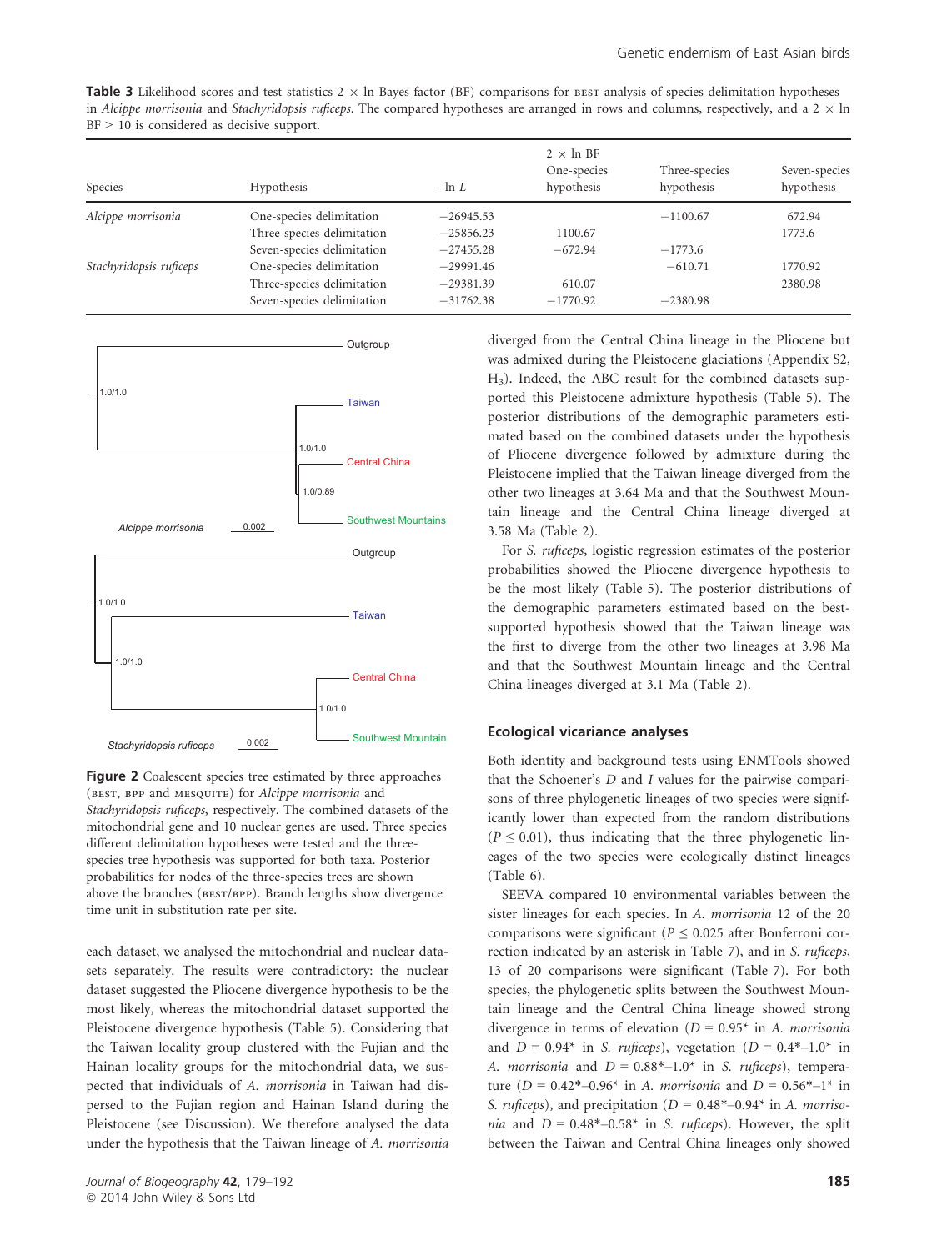**Table 3** Likelihood scores and test statistics 2 × ln Bayes factor (BF) comparisons for BEST analysis of species delimitation hypotheses in *Alcippe morrisonia* and *Stachyridopsis ruficeps*. The compared hypotheses are arranged in rows and columns, respectively, and a 2 × ln BF > 10 is considered as decisive support.

| Species | Hypothesis | –ln *L* | 2 × ln BF One-species hypothesis | Three-species hypothesis | Seven-species hypothesis |
|---|---|---|---|---|---|
| *Alcippe morrisonia* | One-species delimitation | −26945.53 | | −1100.67 | 672.94 |
| | Three-species delimitation | −25856.23 | 1100.67 | | 1773.6 |
| | Seven-species delimitation | −27455.28 | −672.94 | −1773.6 | |
| *Stachyridopsis ruficeps* | One-species delimitation | −29991.46 | | −610.71 | 1770.92 |
| | Three-species delimitation | −29381.39 | 610.07 | | 2380.98 |
| | Seven-species delimitation | −31762.38 | −1770.92 | −2380.98 | |

**Figure 2** Coalescent species tree estimated by three approaches (BEST, BPP and MESQUITE) for *Alcippe morrisonia* and *Stachyridopsis ruficeps*, respectively. The combined datasets of the mitochondrial gene and 10 nuclear genes are used. Three species different delimitation hypotheses were tested and the three-species tree hypothesis was supported for both taxa. Posterior probabilities for nodes of the three-species trees are shown above the branches (BEST/BPP). Branch lengths show divergence time unit in substitution rate per site.

each dataset, we analysed the mitochondrial and nuclear datasets separately. The results were contradictory: the nuclear dataset suggested the Pliocene divergence hypothesis to be the most likely, whereas the mitochondrial dataset supported the Pleistocene divergence hypothesis (Table 5). Considering that the Taiwan locality group clustered with the Fujian and the Hainan locality groups for the mitochondrial data, we suspected that individuals of *A. morrisonia* in Taiwan had dispersed to the Fujian region and Hainan Island during the Pleistocene (see Discussion). We therefore analysed the data under the hypothesis that the Taiwan lineage of *A. morrisonia* diverged from the Central China lineage in the Pliocene but was admixed during the Pleistocene glaciations (Appendix S2, $H_3$). Indeed, the ABC result for the combined datasets supported this Pleistocene admixture hypothesis (Table 5). The posterior distributions of the demographic parameters estimated based on the combined datasets under the hypothesis of Pliocene divergence followed by admixture during the Pleistocene implied that the Taiwan lineage diverged from the other two lineages at 3.64 Ma and that the Southwest Mountain lineage and the Central China lineage diverged at 3.58 Ma (Table 2).

For *S. ruficeps*, logistic regression estimates of the posterior probabilities showed the Pliocene divergence hypothesis to be the most likely (Table 5). The posterior distributions of the demographic parameters estimated based on the best-supported hypothesis showed that the Taiwan lineage was the first to diverge from the other two lineages at 3.98 Ma and that the Southwest Mountain lineage and the Central China lineages diverged at 3.1 Ma (Table 2).

### Ecological vicariance analyses

Both identity and background tests using ENMTools showed that the Schoener's *D* and *I* values for the pairwise comparisons of three phylogenetic lineages of two species were significantly lower than expected from the random distributions ($P \leq 0.01$), thus indicating that the three phylogenetic lineages of the two species were ecologically distinct lineages (Table 6).

SEEVA compared 10 environmental variables between the sister lineages for each species. In *A. morrisonia* 12 of the 20 comparisons were significant ($P \leq 0.025$ after Bonferroni correction indicated by an asterisk in Table 7), and in *S. ruficeps*, 13 of 20 comparisons were significant (Table 7). For both species, the phylogenetic splits between the Southwest Mountain lineage and the Central China lineage showed strong divergence in terms of elevation ($D = 0.95$* in *A. morrisonia* and $D = 0.94$* in *S. ruficeps*), vegetation ($D = 0.4$*–1.0* in *A. morrisonia* and $D = 0.88$*–1.0* in *S. ruficeps*), temperature ($D = 0.42$*–0.96* in *A. morrisonia* and $D = 0.56$*–1* in *S. ruficeps*), and precipitation ($D = 0.48$*–0.94* in *A. morrisonia* and $D = 0.48$*–0.58* in *S. ruficeps*). However, the split between the Taiwan and Central China lineages only showed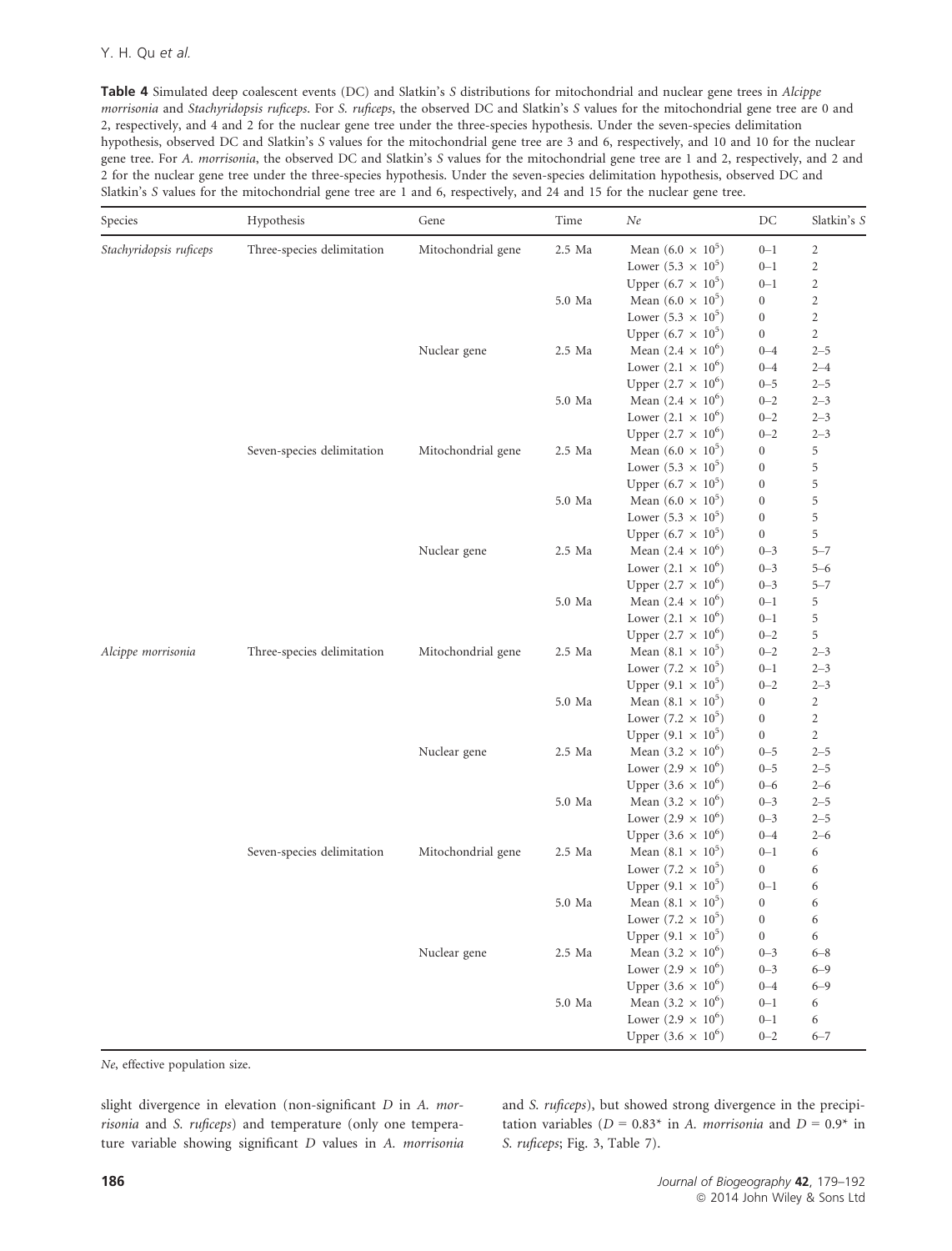**Table 4** Simulated deep coalescent events (DC) and Slatkin's *S* distributions for mitochondrial and nuclear gene trees in *Alcippe morrisonia* and *Stachyridopsis ruficeps*. For *S. ruficeps*, the observed DC and Slatkin's *S* values for the mitochondrial gene tree are 0 and 2, respectively, and 4 and 2 for the nuclear gene tree under the three-species hypothesis. Under the seven-species delimitation hypothesis, observed DC and Slatkin's *S* values for the mitochondrial gene tree are 3 and 6, respectively, and 10 and 10 for the nuclear gene tree. For *A. morrisonia*, the observed DC and Slatkin's *S* values for the mitochondrial gene tree are 1 and 2, respectively, and 2 and 2 for the nuclear gene tree under the three-species hypothesis. Under the seven-species delimitation hypothesis, observed DC and Slatkin's *S* values for the mitochondrial gene tree are 1 and 6, respectively, and 24 and 15 for the nuclear gene tree.

| Species | Hypothesis | Gene | Time | *Ne* | DC | Slatkin's *S* |
|---|---|---|---|---|---|---|
| *Stachyridopsis ruficeps* | Three-species delimitation | Mitochondrial gene | 2.5 Ma | Mean ($6.0 \times 10^5$) | 0–1 | 2 |
| | | | | Lower ($5.3 \times 10^5$) | 0–1 | 2 |
| | | | | Upper ($6.7 \times 10^5$) | 0–1 | 2 |
| | | | 5.0 Ma | Mean ($6.0 \times 10^5$) | 0 | 2 |
| | | | | Lower ($5.3 \times 10^5$) | 0 | 2 |
| | | | | Upper ($6.7 \times 10^5$) | 0 | 2 |
| | | Nuclear gene | 2.5 Ma | Mean ($2.4 \times 10^6$) | 0–4 | 2–5 |
| | | | | Lower ($2.1 \times 10^6$) | 0–4 | 2–4 |
| | | | | Upper ($2.7 \times 10^6$) | 0–5 | 2–5 |
| | | | 5.0 Ma | Mean ($2.4 \times 10^6$) | 0–2 | 2–3 |
| | | | | Lower ($2.1 \times 10^6$) | 0–2 | 2–3 |
| | | | | Upper ($2.7 \times 10^6$) | 0–2 | 2–3 |
| | Seven-species delimitation | Mitochondrial gene | 2.5 Ma | Mean ($6.0 \times 10^5$) | 0 | 5 |
| | | | | Lower ($5.3 \times 10^5$) | 0 | 5 |
| | | | | Upper ($6.7 \times 10^5$) | 0 | 5 |
| | | | 5.0 Ma | Mean ($6.0 \times 10^5$) | 0 | 5 |
| | | | | Lower ($5.3 \times 10^5$) | 0 | 5 |
| | | | | Upper ($6.7 \times 10^5$) | 0 | 5 |
| | | Nuclear gene | 2.5 Ma | Mean ($2.4 \times 10^6$) | 0–3 | 5–7 |
| | | | | Lower ($2.1 \times 10^6$) | 0–3 | 5–6 |
| | | | | Upper ($2.7 \times 10^6$) | 0–3 | 5–7 |
| | | | 5.0 Ma | Mean ($2.4 \times 10^6$) | 0–1 | 5 |
| | | | | Lower ($2.1 \times 10^6$) | 0–1 | 5 |
| | | | | Upper ($2.7 \times 10^6$) | 0–2 | 5 |
| *Alcippe morrisonia* | Three-species delimitation | Mitochondrial gene | 2.5 Ma | Mean ($8.1 \times 10^5$) | 0–2 | 2–3 |
| | | | | Lower ($7.2 \times 10^5$) | 0–1 | 2–3 |
| | | | | Upper ($9.1 \times 10^5$) | 0–2 | 2–3 |
| | | | 5.0 Ma | Mean ($8.1 \times 10^5$) | 0 | 2 |
| | | | | Lower ($7.2 \times 10^5$) | 0 | 2 |
| | | | | Upper ($9.1 \times 10^5$) | 0 | 2 |
| | | Nuclear gene | 2.5 Ma | Mean ($3.2 \times 10^6$) | 0–5 | 2–5 |
| | | | | Lower ($2.9 \times 10^6$) | 0–5 | 2–5 |
| | | | | Upper ($3.6 \times 10^6$) | 0–6 | 2–6 |
| | | | 5.0 Ma | Mean ($3.2 \times 10^6$) | 0–3 | 2–5 |
| | | | | Lower ($2.9 \times 10^6$) | 0–3 | 2–5 |
| | | | | Upper ($3.6 \times 10^6$) | 0–4 | 2–6 |
| | Seven-species delimitation | Mitochondrial gene | 2.5 Ma | Mean ($8.1 \times 10^5$) | 0–1 | 6 |
| | | | | Lower ($7.2 \times 10^5$) | 0 | 6 |
| | | | | Upper ($9.1 \times 10^5$) | 0–1 | 6 |
| | | | 5.0 Ma | Mean ($8.1 \times 10^5$) | 0 | 6 |
| | | | | Lower ($7.2 \times 10^5$) | 0 | 6 |
| | | | | Upper ($9.1 \times 10^5$) | 0 | 6 |
| | | Nuclear gene | 2.5 Ma | Mean ($3.2 \times 10^6$) | 0–3 | 6–8 |
| | | | | Lower ($2.9 \times 10^6$) | 0–3 | 6–9 |
| | | | | Upper ($3.6 \times 10^6$) | 0–4 | 6–9 |
| | | | 5.0 Ma | Mean ($3.2 \times 10^6$) | 0–1 | 6 |
| | | | | Lower ($2.9 \times 10^6$) | 0–1 | 6 |
| | | | | Upper ($3.6 \times 10^6$) | 0–2 | 6–7 |

*Ne*, effective population size.

slight divergence in elevation (non-significant *D* in *A. morrisonia* and *S. ruficeps*) and temperature (only one temperature variable showing significant *D* values in *A. morrisonia* and *S. ruficeps*), but showed strong divergence in the precipitation variables ($D = 0.83^*$ in *A. morrisonia* and $D = 0.9^*$ in *S. ruficeps*; Fig. 3, Table 7).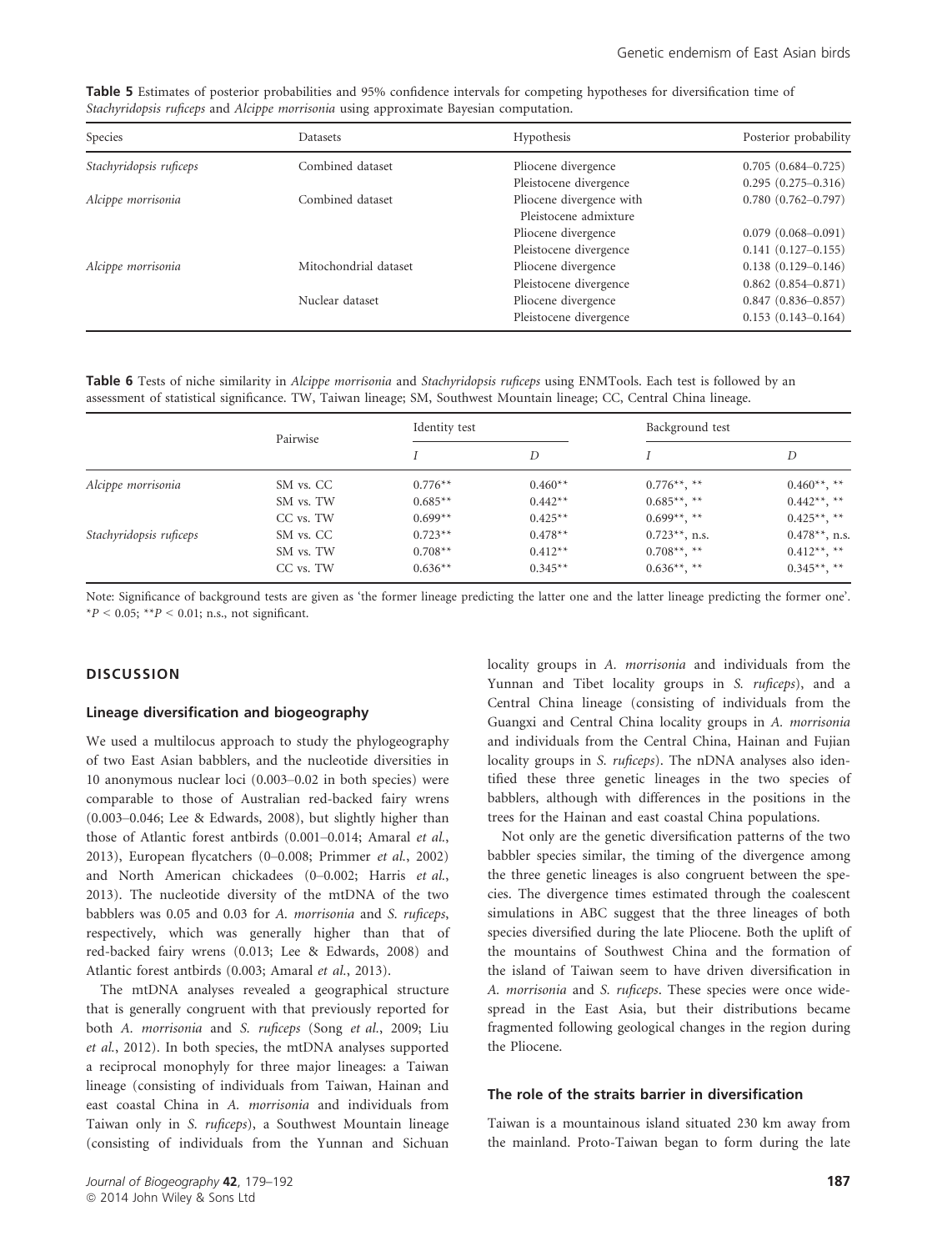**Table 5** Estimates of posterior probabilities and 95% confidence intervals for competing hypotheses for diversification time of *Stachyridopsis ruficeps* and *Alcippe morrisonia* using approximate Bayesian computation.

| Species | Datasets | Hypothesis | Posterior probability |
|---|---|---|---|
| *Stachyridopsis ruficeps* | Combined dataset | Pliocene divergence | 0.705 (0.684–0.725) |
| | | Pleistocene divergence | 0.295 (0.275–0.316) |
| *Alcippe morrisonia* | Combined dataset | Pliocene divergence with Pleistocene admixture | 0.780 (0.762–0.797) |
| | | Pliocene divergence | 0.079 (0.068–0.091) |
| | | Pleistocene divergence | 0.141 (0.127–0.155) |
| *Alcippe morrisonia* | Mitochondrial dataset | Pliocene divergence | 0.138 (0.129–0.146) |
| | | Pleistocene divergence | 0.862 (0.854–0.871) |
| | Nuclear dataset | Pliocene divergence | 0.847 (0.836–0.857) |
| | | Pleistocene divergence | 0.153 (0.143–0.164) |

**Table 6** Tests of niche similarity in *Alcippe morrisonia* and *Stachyridopsis ruficeps* using ENMTools. Each test is followed by an assessment of statistical significance. TW, Taiwan lineage; SM, Southwest Mountain lineage; CC, Central China lineage.

| | Pairwise | Identity test | | Background test | |
|---|---|---|---|---|---|
| | | *I* | *D* | *I* | *D* |
| *Alcippe morrisonia* | SM vs. CC | 0.776** | 0.460** | 0.776**, ** | 0.460**, ** |
| | SM vs. TW | 0.685** | 0.442** | 0.685**, ** | 0.442**, ** |
| | CC vs. TW | 0.699** | 0.425** | 0.699**, ** | 0.425**, ** |
| *Stachyridopsis ruficeps* | SM vs. CC | 0.723** | 0.478** | 0.723**, n.s. | 0.478**, n.s. |
| | SM vs. TW | 0.708** | 0.412** | 0.708**, ** | 0.412**, ** |
| | CC vs. TW | 0.636** | 0.345** | 0.636**, ** | 0.345**, ** |

Note: Significance of background tests are given as 'the former lineage predicting the latter one and the latter lineage predicting the former one'. *$P < 0.05$; **$P < 0.01$; n.s., not significant.

## DISCUSSION

### Lineage diversification and biogeography

We used a multilocus approach to study the phylogeography of two East Asian babblers, and the nucleotide diversities in 10 anonymous nuclear loci (0.003–0.02 in both species) were comparable to those of Australian red-backed fairy wrens (0.003–0.046; Lee & Edwards, 2008), but slightly higher than those of Atlantic forest antbirds (0.001–0.014; Amaral *et al.*, 2013), European flycatchers (0–0.008; Primmer *et al.*, 2002) and North American chickadees (0–0.002; Harris *et al.*, 2013). The nucleotide diversity of the mtDNA of the two babblers was 0.05 and 0.03 for *A. morrisonia* and *S. ruficeps*, respectively, which was generally higher than that of red-backed fairy wrens (0.013; Lee & Edwards, 2008) and Atlantic forest antbirds (0.003; Amaral *et al.*, 2013).

The mtDNA analyses revealed a geographical structure that is generally congruent with that previously reported for both *A. morrisonia* and *S. ruficeps* (Song *et al.*, 2009; Liu *et al.*, 2012). In both species, the mtDNA analyses supported a reciprocal monophyly for three major lineages: a Taiwan lineage (consisting of individuals from Taiwan, Hainan and east coastal China in *A. morrisonia* and individuals from Taiwan only in *S. ruficeps*), a Southwest Mountain lineage (consisting of individuals from the Yunnan and Sichuan locality groups in *A. morrisonia* and individuals from the Yunnan and Tibet locality groups in *S. ruficeps*), and a Central China lineage (consisting of individuals from the Guangxi and Central China locality groups in *A. morrisonia* and individuals from the Central China, Hainan and Fujian locality groups in *S. ruficeps*). The nDNA analyses also identified these three genetic lineages in the two species of babblers, although with differences in the positions in the trees for the Hainan and east coastal China populations.

Not only are the genetic diversification patterns of the two babbler species similar, the timing of the divergence among the three genetic lineages is also congruent between the species. The divergence times estimated through the coalescent simulations in ABC suggest that the three lineages of both species diversified during the late Pliocene. Both the uplift of the mountains of Southwest China and the formation of the island of Taiwan seem to have driven diversification in *A. morrisonia* and *S. ruficeps*. These species were once widespread in the East Asia, but their distributions became fragmented following geological changes in the region during the Pliocene.

### The role of the straits barrier in diversification

Taiwan is a mountainous island situated 230 km away from the mainland. Proto-Taiwan began to form during the late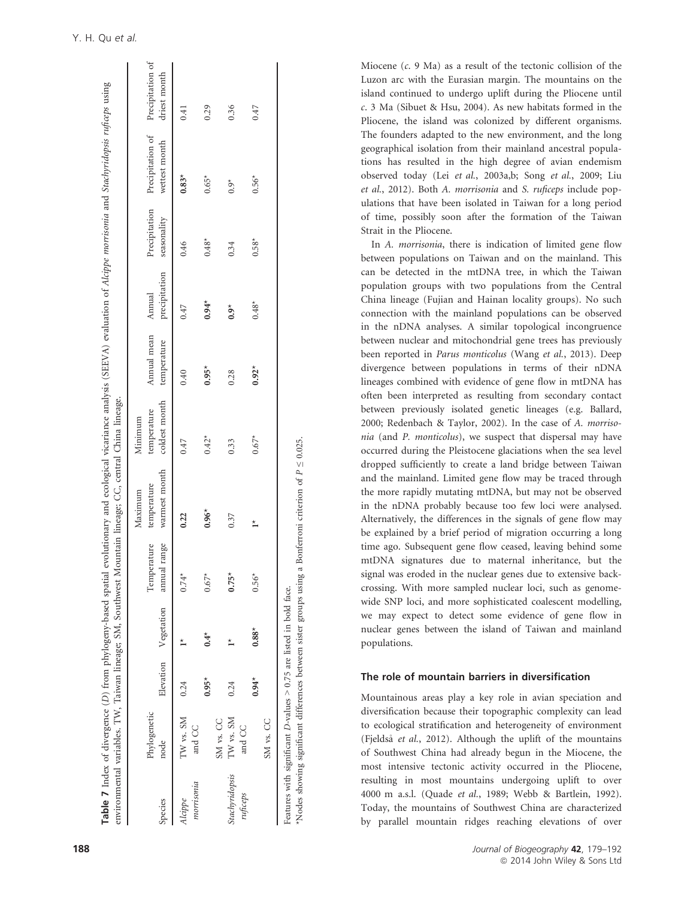**Table 7** Index of divergence (*D*) from phylogeny-based spatial evolutionary and ecological vicariance analysis (SEEVA) evaluation of *Alcippe morrisonia* and *Stachyridopsis ruficeps* using environmental variables. TW, Taiwan lineage; SM, Southwest Mountain lineage; CC, central China lineage.

| Species | Phylogenetic node | Elevation | Vegetation | Temperature annual range | Maximum temperature warmest month | Minimum temperature coldest month | Annual mean temperature | Annual precipitation | Precipitation seasonality | Precipitation of wettest month | Precipitation of driest month |
|---|---|---|---|---|---|---|---|---|---|---|---|
| *Alcippe morrisonia* | TW vs. SM and CC | 0.24 | **1*** | 0.74* | 0.22 | 0.47 | 0.40 | 0.47 | 0.46 | **0.83*** | 0.41 |
| | SM vs. CC | **0.95*** | 0.4* | 0.67* | **0.96*** | 0.42* | **0.95*** | **0.94*** | 0.48* | 0.65* | 0.29 |
| *Stachyridopsis ruficeps* | TW vs. SM and CC | 0.24 | **1*** | **0.75*** | 0.37 | 0.33 | 0.28 | **0.9*** | 0.34 | **0.9*** | 0.36 |
| | SM vs. CC | **0.94*** | **0.88*** | 0.56* | **1*** | 0.67* | **0.92*** | 0.48* | 0.58* | 0.56* | 0.47 |

Features with significant *D*-values > 0.75 are listed in bold face.
*Nodes showing significant differences between sister groups using a Bonferroni criterion of $P \leq 0.025$.

Miocene (*c.* 9 Ma) as a result of the tectonic collision of the Luzon arc with the Eurasian margin. The mountains on the island continued to undergo uplift during the Pliocene until *c.* 3 Ma (Sibuet & Hsu, 2004). As new habitats formed in the Pliocene, the island was colonized by different organisms. The founders adapted to the new environment, and the long geographical isolation from their mainland ancestral populations has resulted in the high degree of avian endemism observed today (Lei *et al.*, 2003a,b; Song *et al.*, 2009; Liu *et al.*, 2012). Both *A. morrisonia* and *S. ruficeps* include populations that have been isolated in Taiwan for a long period of time, possibly soon after the formation of the Taiwan Strait in the Pliocene.

In *A. morrisonia*, there is indication of limited gene flow between populations on Taiwan and on the mainland. This can be detected in the mtDNA tree, in which the Taiwan population groups with two populations from the Central China lineage (Fujian and Hainan locality groups). No such connection with the mainland populations can be observed in the nDNA analyses. A similar topological incongruence between nuclear and mitochondrial gene trees has previously been reported in *Parus monticolus* (Wang *et al.*, 2013). Deep divergence between populations in terms of their nDNA lineages combined with evidence of gene flow in mtDNA has often been interpreted as resulting from secondary contact between previously isolated genetic lineages (e.g. Ballard, 2000; Redenbach & Taylor, 2002). In the case of *A. morrisonia* (and *P. monticolus*), we suspect that dispersal may have occurred during the Pleistocene glaciations when the sea level dropped sufficiently to create a land bridge between Taiwan and the mainland. Limited gene flow may be traced through the more rapidly mutating mtDNA, but may not be observed in the nDNA probably because too few loci were analysed. Alternatively, the differences in the signals of gene flow may be explained by a brief period of migration occurring a long time ago. Subsequent gene flow ceased, leaving behind some mtDNA signatures due to maternal inheritance, but the signal was eroded in the nuclear genes due to extensive backcrossing. With more sampled nuclear loci, such as genome-wide SNP loci, and more sophisticated coalescent modelling, we may expect to detect some evidence of gene flow in nuclear genes between the island of Taiwan and mainland populations.

### The role of mountain barriers in diversification

Mountainous areas play a key role in avian speciation and diversification because their topographic complexity can lead to ecological stratification and heterogeneity of environment (Fjeldså *et al.*, 2012). Although the uplift of the mountains of Southwest China had already begun in the Miocene, the most intensive tectonic activity occurred in the Pliocene, resulting in most mountains undergoing uplift to over 4000 m a.s.l. (Quade *et al.*, 1989; Webb & Bartlein, 1992). Today, the mountains of Southwest China are characterized by parallel mountain ridges reaching elevations of over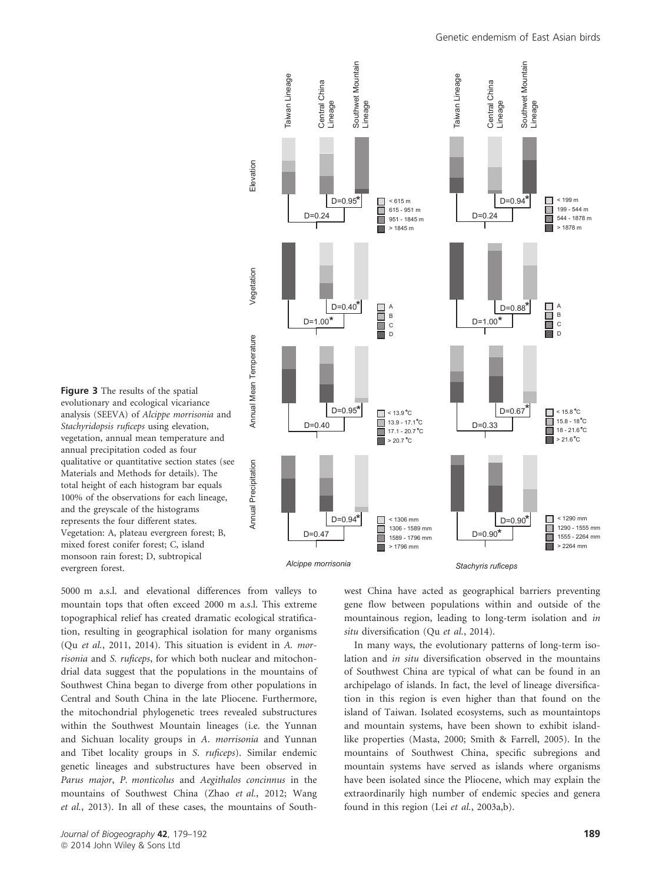**Figure 3** The results of the spatial evolutionary and ecological vicariance analysis (SEEVA) of *Alcippe morrisonia* and *Stachyridopsis ruficeps* using elevation, vegetation, annual mean temperature and annual precipitation coded as four qualitative or quantitative section states (see Materials and Methods for details). The total height of each histogram bar equals 100% of the observations for each lineage, and the greyscale of the histograms represents the four different states. Vegetation: A, plateau evergreen forest; B, mixed forest conifer forest; C, island monsoon rain forest; D, subtropical evergreen forest.

5000 m a.s.l. and elevational differences from valleys to mountain tops that often exceed 2000 m a.s.l. This extreme topographical relief has created dramatic ecological stratification, resulting in geographical isolation for many organisms (Qu *et al.*, 2011, 2014). This situation is evident in *A. morrisonia* and *S. ruficeps*, for which both nuclear and mitochondrial data suggest that the populations in the mountains of Southwest China began to diverge from other populations in Central and South China in the late Pliocene. Furthermore, the mitochondrial phylogenetic trees revealed substructures within the Southwest Mountain lineages (i.e. the Yunnan and Sichuan locality groups in *A. morrisonia* and Yunnan and Tibet locality groups in *S. ruficeps*). Similar endemic genetic lineages and substructures have been observed in *Parus major*, *P. monticolus* and *Aegithalos concinnus* in the mountains of Southwest China (Zhao *et al.*, 2012; Wang *et al.*, 2013). In all of these cases, the mountains of Southwest China have acted as geographical barriers preventing gene flow between populations within and outside of the mountainous region, leading to long-term isolation and *in situ* diversification (Qu *et al.*, 2014).

In many ways, the evolutionary patterns of long-term isolation and *in situ* diversification observed in the mountains of Southwest China are typical of what can be found in an archipelago of islands. In fact, the level of lineage diversification in this region is even higher than that found on the island of Taiwan. Isolated ecosystems, such as mountaintops and mountain systems, have been shown to exhibit island-like properties (Masta, 2000; Smith & Farrell, 2005). In the mountains of Southwest China, specific subregions and mountain systems have served as islands where organisms have been isolated since the Pliocene, which may explain the extraordinarily high number of endemic species and genera found in this region (Lei *et al.*, 2003a,b).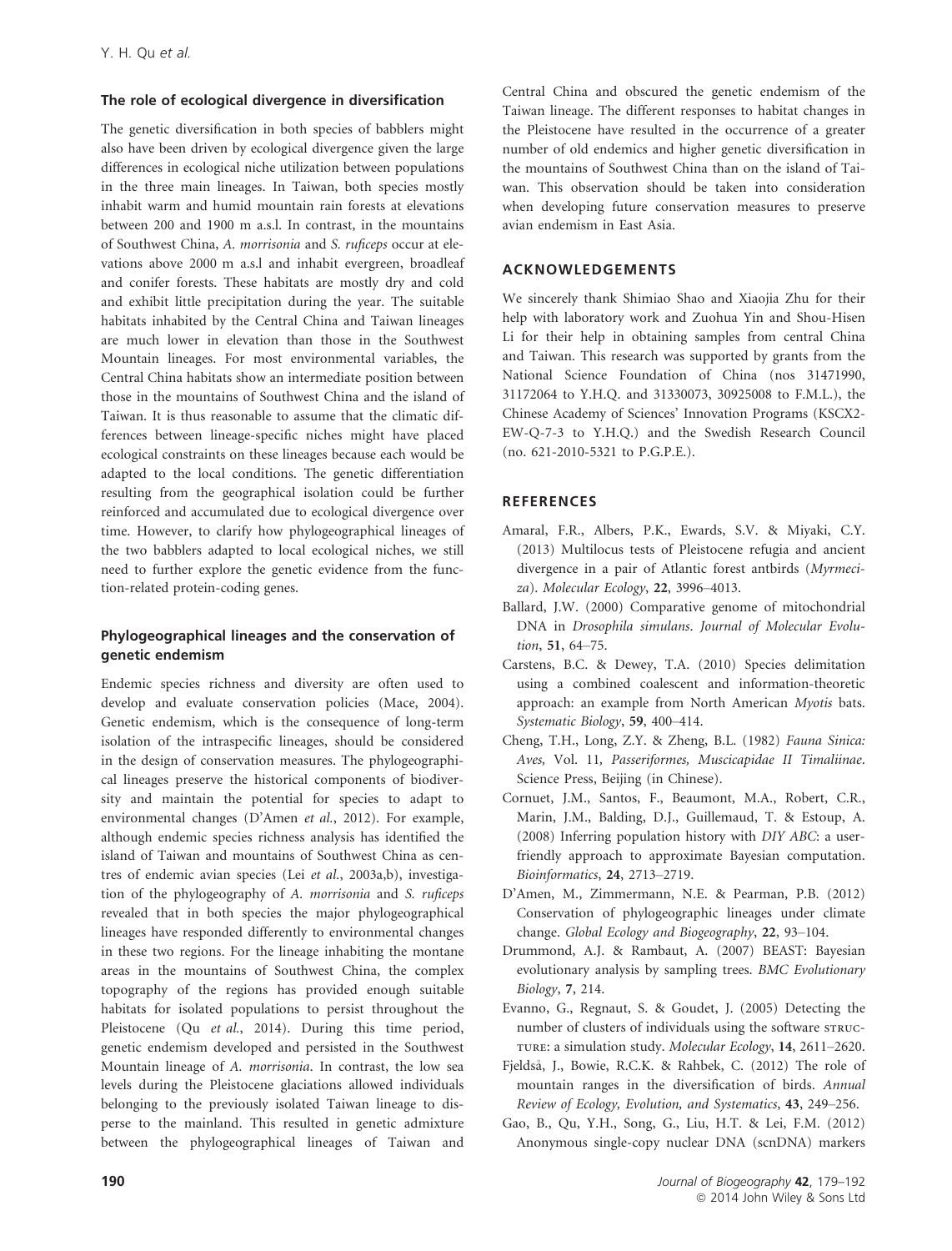### The role of ecological divergence in diversification

The genetic diversification in both species of babblers might also have been driven by ecological divergence given the large differences in ecological niche utilization between populations in the three main lineages. In Taiwan, both species mostly inhabit warm and humid mountain rain forests at elevations between 200 and 1900 m a.s.l. In contrast, in the mountains of Southwest China, *A. morrisonia* and *S. ruficeps* occur at elevations above 2000 m a.s.l and inhabit evergreen, broadleaf and conifer forests. These habitats are mostly dry and cold and exhibit little precipitation during the year. The suitable habitats inhabited by the Central China and Taiwan lineages are much lower in elevation than those in the Southwest Mountain lineages. For most environmental variables, the Central China habitats show an intermediate position between those in the mountains of Southwest China and the island of Taiwan. It is thus reasonable to assume that the climatic differences between lineage-specific niches might have placed ecological constraints on these lineages because each would be adapted to the local conditions. The genetic differentiation resulting from the geographical isolation could be further reinforced and accumulated due to ecological divergence over time. However, to clarify how phylogeographical lineages of the two babblers adapted to local ecological niches, we still need to further explore the genetic evidence from the function-related protein-coding genes.

### Phylogeographical lineages and the conservation of genetic endemism

Endemic species richness and diversity are often used to develop and evaluate conservation policies (Mace, 2004). Genetic endemism, which is the consequence of long-term isolation of the intraspecific lineages, should be considered in the design of conservation measures. The phylogeographical lineages preserve the historical components of biodiversity and maintain the potential for species to adapt to environmental changes (D'Amen *et al.*, 2012). For example, although endemic species richness analysis has identified the island of Taiwan and mountains of Southwest China as centres of endemic avian species (Lei *et al.*, 2003a,b), investigation of the phylogeography of *A. morrisonia* and *S. ruficeps* revealed that in both species the major phylogeographical lineages have responded differently to environmental changes in these two regions. For the lineage inhabiting the montane areas in the mountains of Southwest China, the complex topography of the regions has provided enough suitable habitats for isolated populations to persist throughout the Pleistocene (Qu *et al.*, 2014). During this time period, genetic endemism developed and persisted in the Southwest Mountain lineage of *A. morrisonia*. In contrast, the low sea levels during the Pleistocene glaciations allowed individuals belonging to the previously isolated Taiwan lineage to disperse to the mainland. This resulted in genetic admixture between the phylogeographical lineages of Taiwan and Central China and obscured the genetic endemism of the Taiwan lineage. The different responses to habitat changes in the Pleistocene have resulted in the occurrence of a greater number of old endemics and higher genetic diversification in the mountains of Southwest China than on the island of Taiwan. This observation should be taken into consideration when developing future conservation measures to preserve avian endemism in East Asia.

## ACKNOWLEDGEMENTS

We sincerely thank Shimiao Shao and Xiaojia Zhu for their help with laboratory work and Zuohua Yin and Shou-Hisen Li for their help in obtaining samples from central China and Taiwan. This research was supported by grants from the National Science Foundation of China (nos 31471990, 31172064 to Y.H.Q. and 31330073, 30925008 to F.M.L.), the Chinese Academy of Sciences' Innovation Programs (KSCX2-EW-Q-7-3 to Y.H.Q.) and the Swedish Research Council (no. 621-2010-5321 to P.G.P.E.).

## REFERENCES

Amaral, F.R., Albers, P.K., Ewards, S.V. & Miyaki, C.Y. (2013) Multilocus tests of Pleistocene refugia and ancient divergence in a pair of Atlantic forest antbirds (*Myrmeciza*). *Molecular Ecology*, **22**, 3996–4013.

Ballard, J.W. (2000) Comparative genome of mitochondrial DNA in *Drosophila simulans*. *Journal of Molecular Evolution*, **51**, 64–75.

Carstens, B.C. & Dewey, T.A. (2010) Species delimitation using a combined coalescent and information-theoretic approach: an example from North American *Myotis* bats. *Systematic Biology*, **59**, 400–414.

Cheng, T.H., Long, Z.Y. & Zheng, B.L. (1982) *Fauna Sinica: Aves,* Vol. 11*, Passeriformes, Muscicapidae II Timaliinae*. Science Press, Beijing (in Chinese).

Cornuet, J.M., Santos, F., Beaumont, M.A., Robert, C.R., Marin, J.M., Balding, D.J., Guillemaud, T. & Estoup, A. (2008) Inferring population history with *DIY ABC*: a user-friendly approach to approximate Bayesian computation. *Bioinformatics*, **24**, 2713–2719.

D'Amen, M., Zimmermann, N.E. & Pearman, P.B. (2012) Conservation of phylogeographic lineages under climate change. *Global Ecology and Biogeography*, **22**, 93–104.

Drummond, A.J. & Rambaut, A. (2007) BEAST: Bayesian evolutionary analysis by sampling trees. *BMC Evolutionary Biology*, **7**, 214.

Evanno, G., Regnaut, S. & Goudet, J. (2005) Detecting the number of clusters of individuals using the software STRUCTURE: a simulation study. *Molecular Ecology*, **14**, 2611–2620.

Fjeldså, J., Bowie, R.C.K. & Rahbek, C. (2012) The role of mountain ranges in the diversification of birds. *Annual Review of Ecology, Evolution, and Systematics*, **43**, 249–256.

Gao, B., Qu, Y.H., Song, G., Liu, H.T. & Lei, F.M. (2012) Anonymous single-copy nuclear DNA (scnDNA) markers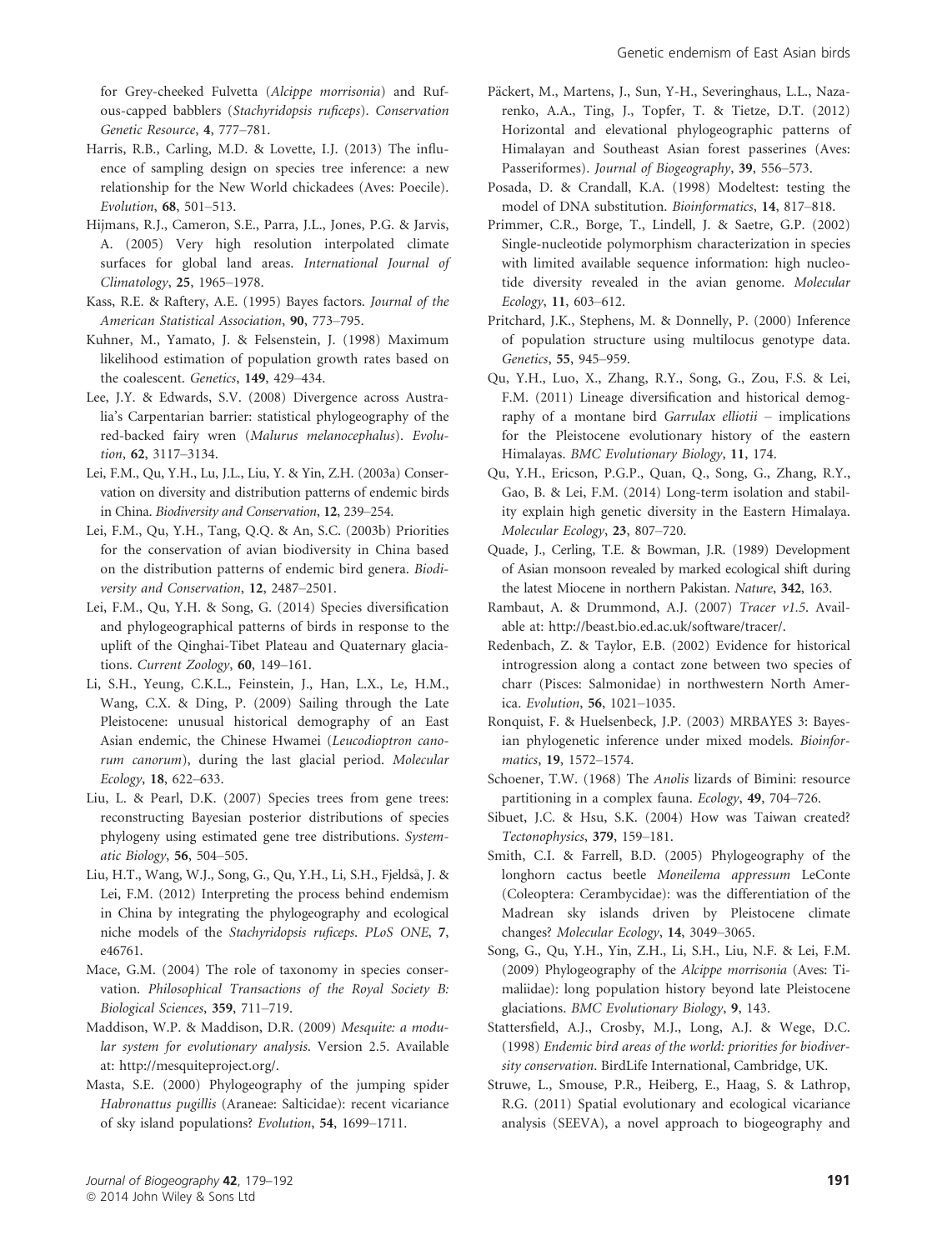for Grey-cheeked Fulvetta (*Alcippe morrisonia*) and Rufous-capped babblers (*Stachyridopsis ruficeps*). *Conservation Genetic Resource*, **4**, 777–781.

Harris, R.B., Carling, M.D. & Lovette, I.J. (2013) The influence of sampling design on species tree inference: a new relationship for the New World chickadees (Aves: Poecile). *Evolution*, **68**, 501–513.

Hijmans, R.J., Cameron, S.E., Parra, J.L., Jones, P.G. & Jarvis, A. (2005) Very high resolution interpolated climate surfaces for global land areas. *International Journal of Climatology*, **25**, 1965–1978.

Kass, R.E. & Raftery, A.E. (1995) Bayes factors. *Journal of the American Statistical Association*, **90**, 773–795.

Kuhner, M., Yamato, J. & Felsenstein, J. (1998) Maximum likelihood estimation of population growth rates based on the coalescent. *Genetics*, **149**, 429–434.

Lee, J.Y. & Edwards, S.V. (2008) Divergence across Australia's Carpentarian barrier: statistical phylogeography of the red-backed fairy wren (*Malurus melanocephalus*). *Evolution*, **62**, 3117–3134.

Lei, F.M., Qu, Y.H., Lu, J.L., Liu, Y. & Yin, Z.H. (2003a) Conservation on diversity and distribution patterns of endemic birds in China. *Biodiversity and Conservation*, **12**, 239–254.

Lei, F.M., Qu, Y.H., Tang, Q.Q. & An, S.C. (2003b) Priorities for the conservation of avian biodiversity in China based on the distribution patterns of endemic bird genera. *Biodiversity and Conservation*, **12**, 2487–2501.

Lei, F.M., Qu, Y.H. & Song, G. (2014) Species diversification and phylogeographical patterns of birds in response to the uplift of the Qinghai-Tibet Plateau and Quaternary glaciations. *Current Zoology*, **60**, 149–161.

Li, S.H., Yeung, C.K.L., Feinstein, J., Han, L.X., Le, H.M., Wang, C.X. & Ding, P. (2009) Sailing through the Late Pleistocene: unusual historical demography of an East Asian endemic, the Chinese Hwamei (*Leucodioptron canorum canorum*), during the last glacial period. *Molecular Ecology*, **18**, 622–633.

Liu, L. & Pearl, D.K. (2007) Species trees from gene trees: reconstructing Bayesian posterior distributions of species phylogeny using estimated gene tree distributions. *Systematic Biology*, **56**, 504–505.

Liu, H.T., Wang, W.J., Song, G., Qu, Y.H., Li, S.H., Fjeldså, J. & Lei, F.M. (2012) Interpreting the process behind endemism in China by integrating the phylogeography and ecological niche models of the *Stachyridopsis ruficeps*. *PLoS ONE*, **7**, e46761.

Mace, G.M. (2004) The role of taxonomy in species conservation. *Philosophical Transactions of the Royal Society B: Biological Sciences*, **359**, 711–719.

Maddison, W.P. & Maddison, D.R. (2009) *Mesquite: a modular system for evolutionary analysis*. Version 2.5. Available at: http://mesquiteproject.org/.

Masta, S.E. (2000) Phylogeography of the jumping spider *Habronattus pugillis* (Araneae: Salticidae): recent vicariance of sky island populations? *Evolution*, **54**, 1699–1711.

Päckert, M., Martens, J., Sun, Y-H., Severinghaus, L.L., Nazarenko, A.A., Ting, J., Topfer, T. & Tietze, D.T. (2012) Horizontal and elevational phylogeographic patterns of Himalayan and Southeast Asian forest passerines (Aves: Passeriformes). *Journal of Biogeography*, **39**, 556–573.

Posada, D. & Crandall, K.A. (1998) Modeltest: testing the model of DNA substitution. *Bioinformatics*, **14**, 817–818.

Primmer, C.R., Borge, T., Lindell, J. & Saetre, G.P. (2002) Single-nucleotide polymorphism characterization in species with limited available sequence information: high nucleotide diversity revealed in the avian genome. *Molecular Ecology*, **11**, 603–612.

Pritchard, J.K., Stephens, M. & Donnelly, P. (2000) Inference of population structure using multilocus genotype data. *Genetics*, **55**, 945–959.

Qu, Y.H., Luo, X., Zhang, R.Y., Song, G., Zou, F.S. & Lei, F.M. (2011) Lineage diversification and historical demography of a montane bird *Garrulax elliotii* – implications for the Pleistocene evolutionary history of the eastern Himalayas. *BMC Evolutionary Biology*, **11**, 174.

Qu, Y.H., Ericson, P.G.P., Quan, Q., Song, G., Zhang, R.Y., Gao, B. & Lei, F.M. (2014) Long-term isolation and stability explain high genetic diversity in the Eastern Himalaya. *Molecular Ecology*, **23**, 807–720.

Quade, J., Cerling, T.E. & Bowman, J.R. (1989) Development of Asian monsoon revealed by marked ecological shift during the latest Miocene in northern Pakistan. *Nature*, **342**, 163.

Rambaut, A. & Drummond, A.J. (2007) *Tracer v1.5*. Available at: http://beast.bio.ed.ac.uk/software/tracer/.

Redenbach, Z. & Taylor, E.B. (2002) Evidence for historical introgression along a contact zone between two species of charr (Pisces: Salmonidae) in northwestern North America. *Evolution*, **56**, 1021–1035.

Ronquist, F. & Huelsenbeck, J.P. (2003) MRBAYES 3: Bayesian phylogenetic inference under mixed models. *Bioinformatics*, **19**, 1572–1574.

Schoener, T.W. (1968) The *Anolis* lizards of Bimini: resource partitioning in a complex fauna. *Ecology*, **49**, 704–726.

Sibuet, J.C. & Hsu, S.K. (2004) How was Taiwan created? *Tectonophysics*, **379**, 159–181.

Smith, C.I. & Farrell, B.D. (2005) Phylogeography of the longhorn cactus beetle *Moneilema appressum* LeConte (Coleoptera: Cerambycidae): was the differentiation of the Madrean sky islands driven by Pleistocene climate changes? *Molecular Ecology*, **14**, 3049–3065.

Song, G., Qu, Y.H., Yin, Z.H., Li, S.H., Liu, N.F. & Lei, F.M. (2009) Phylogeography of the *Alcippe morrisonia* (Aves: Timaliidae): long population history beyond late Pleistocene glaciations. *BMC Evolutionary Biology*, **9**, 143.

Stattersfield, A.J., Crosby, M.J., Long, A.J. & Wege, D.C. (1998) *Endemic bird areas of the world: priorities for biodiversity conservation*. BirdLife International, Cambridge, UK.

Struwe, L., Smouse, P.R., Heiberg, E., Haag, S. & Lathrop, R.G. (2011) Spatial evolutionary and ecological vicariance analysis (SEEVA), a novel approach to biogeography and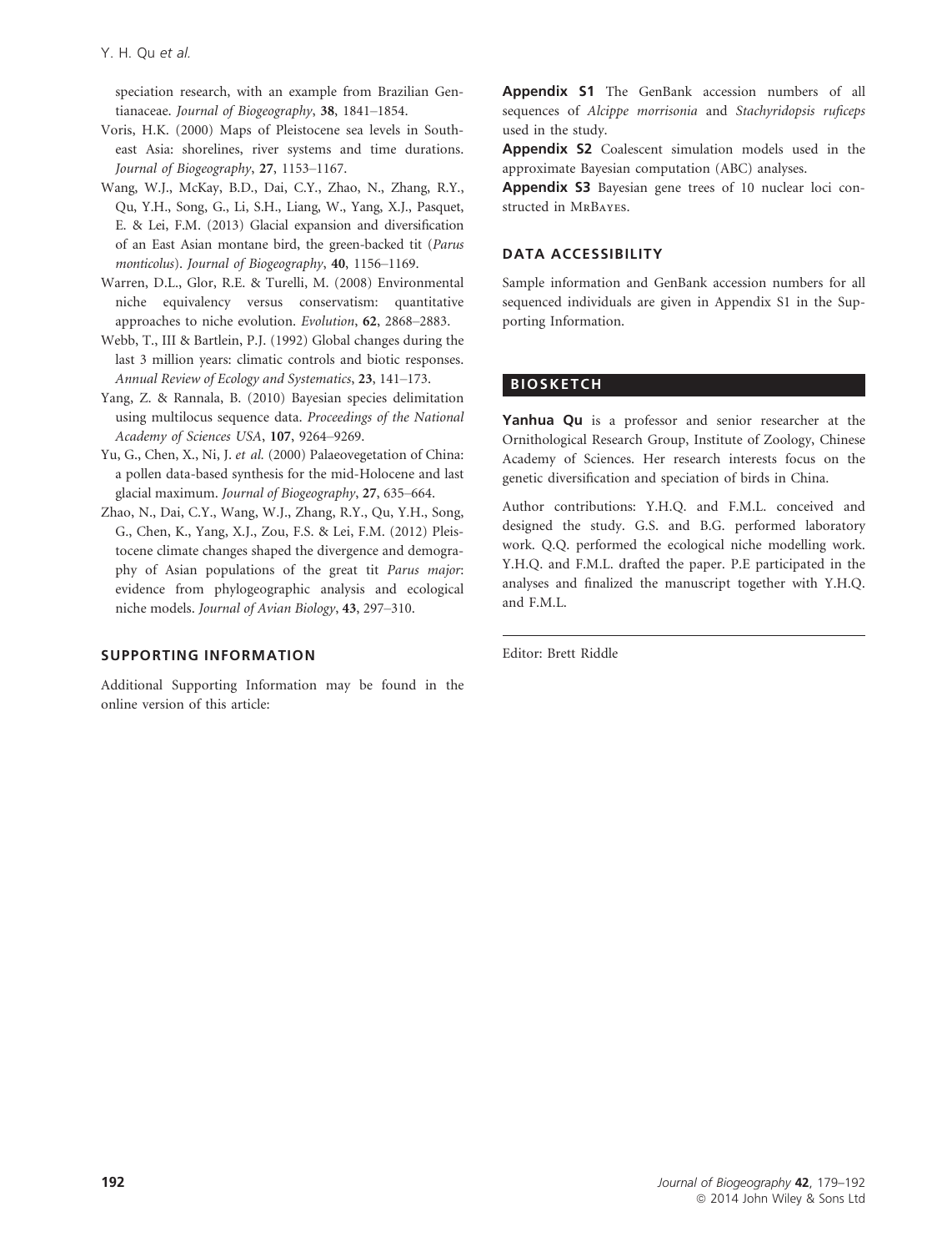speciation research, with an example from Brazilian Gentianaceae. *Journal of Biogeography*, **38**, 1841–1854.

Voris, H.K. (2000) Maps of Pleistocene sea levels in Southeast Asia: shorelines, river systems and time durations. *Journal of Biogeography*, **27**, 1153–1167.

Wang, W.J., McKay, B.D., Dai, C.Y., Zhao, N., Zhang, R.Y., Qu, Y.H., Song, G., Li, S.H., Liang, W., Yang, X.J., Pasquet, E. & Lei, F.M. (2013) Glacial expansion and diversification of an East Asian montane bird, the green-backed tit (*Parus monticolus*). *Journal of Biogeography*, **40**, 1156–1169.

Warren, D.L., Glor, R.E. & Turelli, M. (2008) Environmental niche equivalency versus conservatism: quantitative approaches to niche evolution. *Evolution*, **62**, 2868–2883.

Webb, T., III & Bartlein, P.J. (1992) Global changes during the last 3 million years: climatic controls and biotic responses. *Annual Review of Ecology and Systematics*, **23**, 141–173.

Yang, Z. & Rannala, B. (2010) Bayesian species delimitation using multilocus sequence data. *Proceedings of the National Academy of Sciences USA*, **107**, 9264–9269.

Yu, G., Chen, X., Ni, J. *et al.* (2000) Palaeovegetation of China: a pollen data-based synthesis for the mid-Holocene and last glacial maximum. *Journal of Biogeography*, **27**, 635–664.

Zhao, N., Dai, C.Y., Wang, W.J., Zhang, R.Y., Qu, Y.H., Song, G., Chen, K., Yang, X.J., Zou, F.S. & Lei, F.M. (2012) Pleistocene climate changes shaped the divergence and demography of Asian populations of the great tit *Parus major*: evidence from phylogeographic analysis and ecological niche models. *Journal of Avian Biology*, **43**, 297–310.

## SUPPORTING INFORMATION

Additional Supporting Information may be found in the online version of this article:

**Appendix S1** The GenBank accession numbers of all sequences of *Alcippe morrisonia* and *Stachyridopsis ruficeps* used in the study.

**Appendix S2** Coalescent simulation models used in the approximate Bayesian computation (ABC) analyses.

**Appendix S3** Bayesian gene trees of 10 nuclear loci constructed in MrBayes.

## DATA ACCESSIBILITY

Sample information and GenBank accession numbers for all sequenced individuals are given in Appendix S1 in the Supporting Information.

## BIOSKETCH

**Yanhua Qu** is a professor and senior researcher at the Ornithological Research Group, Institute of Zoology, Chinese Academy of Sciences. Her research interests focus on the genetic diversification and speciation of birds in China.

Author contributions: Y.H.Q. and F.M.L. conceived and designed the study. G.S. and B.G. performed laboratory work. Q.Q. performed the ecological niche modelling work. Y.H.Q. and F.M.L. drafted the paper. P.E participated in the analyses and finalized the manuscript together with Y.H.Q. and F.M.L.

Editor: Brett Riddle